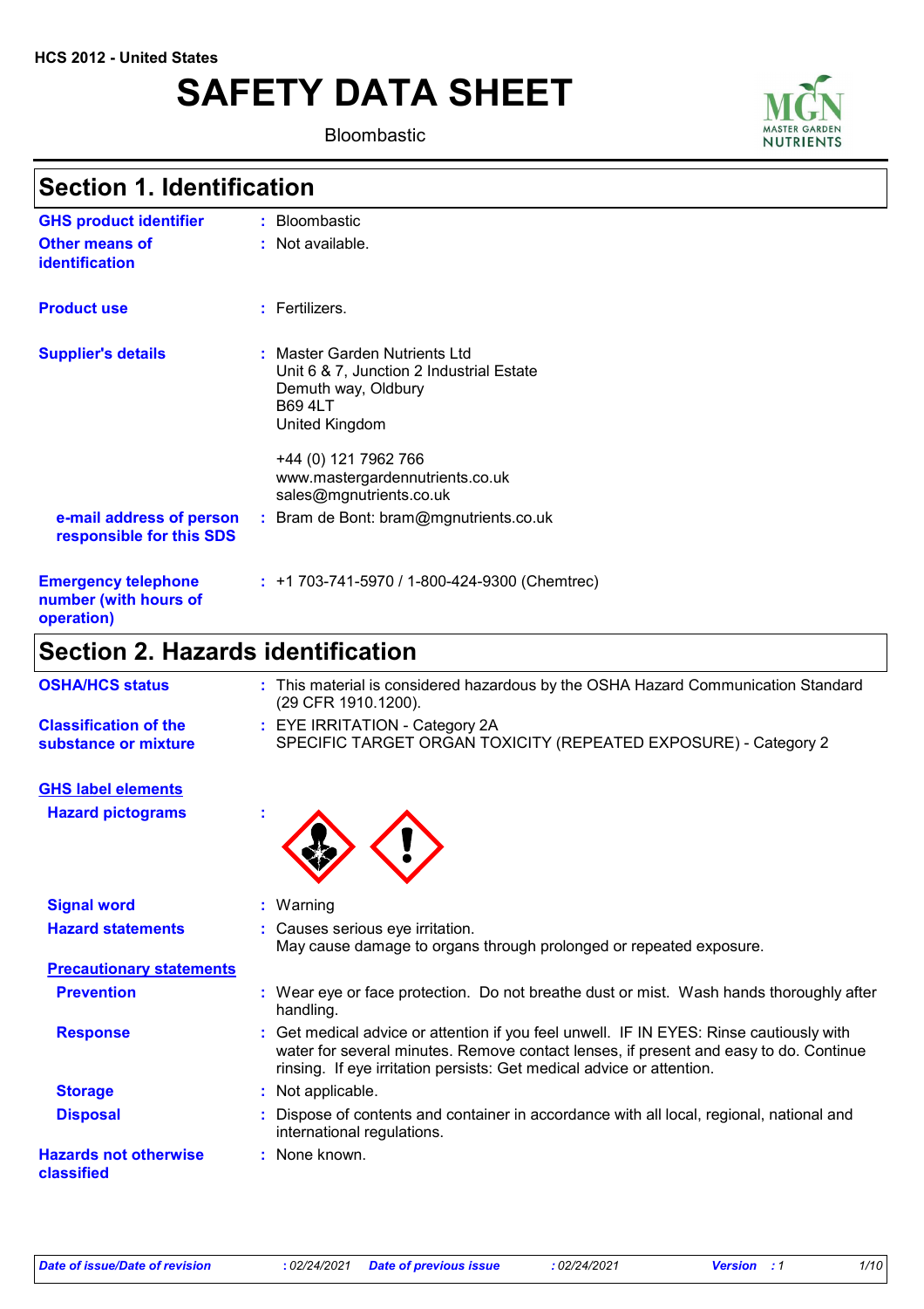HCS 2012 - United States

# SAFETY DATA SHEET

Bloombastic

## Section 1. Identification

| | | |
|---|---|---|
| **GHS product identifier** | : | Bloombastic |
| **Other means of identification** | : | Not available. |
| **Product use** | : | Fertilizers. |
| **Supplier's details** | : | Master Garden Nutrients Ltd<br>Unit 6 & 7, Junction 2 Industrial Estate<br>Demuth way, Oldbury<br>B69 4LT<br>United Kingdom<br><br>+44 (0) 121 7962 766<br>www.mastergardennutrients.co.uk<br>sales@mgnutrients.co.uk |
| **e-mail address of person responsible for this SDS** | : | Bram de Bont: bram@mgnutrients.co.uk |
| **Emergency telephone number (with hours of operation)** | : | +1 703-741-5970 / 1-800-424-9300 (Chemtrec) |

## Section 2. Hazards identification

| | | |
|---|---|---|
| **OSHA/HCS status** | : | This material is considered hazardous by the OSHA Hazard Communication Standard (29 CFR 1910.1200). |
| **Classification of the substance or mixture** | : | EYE IRRITATION - Category 2A<br>SPECIFIC TARGET ORGAN TOXICITY (REPEATED EXPOSURE) - Category 2 |

**GHS label elements**

| | | |
|---|---|---|
| **Hazard pictograms** | : | |
| **Signal word** | : | Warning |
| **Hazard statements** | : | Causes serious eye irritation.<br>May cause damage to organs through prolonged or repeated exposure. |

**Precautionary statements**

| | | |
|---|---|---|
| **Prevention** | : | Wear eye or face protection. Do not breathe dust or mist. Wash hands thoroughly after handling. |
| **Response** | : | Get medical advice or attention if you feel unwell. IF IN EYES: Rinse cautiously with water for several minutes. Remove contact lenses, if present and easy to do. Continue rinsing. If eye irritation persists: Get medical advice or attention. |
| **Storage** | : | Not applicable. |
| **Disposal** | : | Dispose of contents and container in accordance with all local, regional, national and international regulations. |
| **Hazards not otherwise classified** | : | None known. |

*Date of issue/Date of revision* : 02/24/2021 *Date of previous issue* : 02/24/2021 *Version* : 1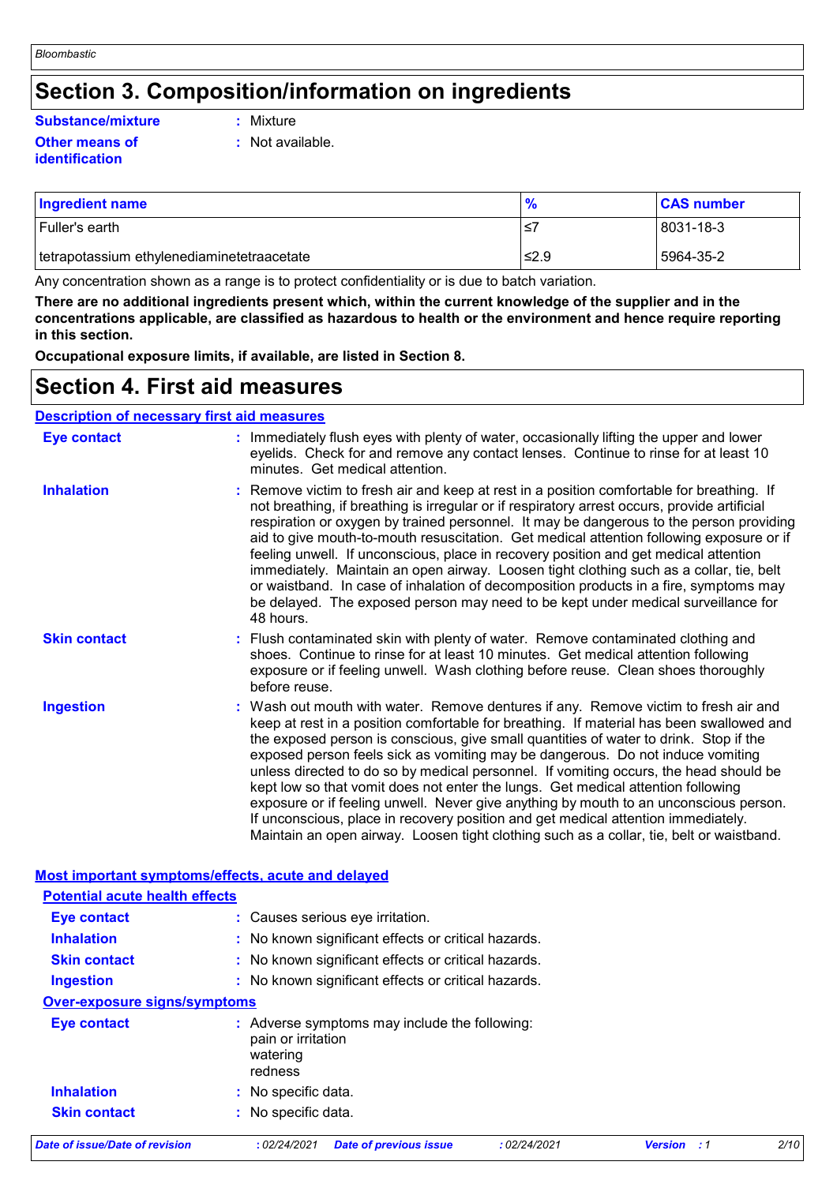# Section 3. Composition/information on ingredients

**Substance/mixture** : Mixture

**Other means of identification** : Not available.

| Ingredient name | % | CAS number |
|---|---|---|
| Fuller's earth | ≤7 | 8031-18-3 |
| tetrapotassium ethylenediaminetetraacetate | ≤2.9 | 5964-35-2 |

Any concentration shown as a range is to protect confidentiality or is due to batch variation.

**There are no additional ingredients present which, within the current knowledge of the supplier and in the concentrations applicable, are classified as hazardous to health or the environment and hence require reporting in this section.**

**Occupational exposure limits, if available, are listed in Section 8.**

# Section 4. First aid measures

## Description of necessary first aid measures

**Eye contact** : Immediately flush eyes with plenty of water, occasionally lifting the upper and lower eyelids. Check for and remove any contact lenses. Continue to rinse for at least 10 minutes. Get medical attention.

**Inhalation** : Remove victim to fresh air and keep at rest in a position comfortable for breathing. If not breathing, if breathing is irregular or if respiratory arrest occurs, provide artificial respiration or oxygen by trained personnel. It may be dangerous to the person providing aid to give mouth-to-mouth resuscitation. Get medical attention following exposure or if feeling unwell. If unconscious, place in recovery position and get medical attention immediately. Maintain an open airway. Loosen tight clothing such as a collar, tie, belt or waistband. In case of inhalation of decomposition products in a fire, symptoms may be delayed. The exposed person may need to be kept under medical surveillance for 48 hours.

**Skin contact** : Flush contaminated skin with plenty of water. Remove contaminated clothing and shoes. Continue to rinse for at least 10 minutes. Get medical attention following exposure or if feeling unwell. Wash clothing before reuse. Clean shoes thoroughly before reuse.

**Ingestion** : Wash out mouth with water. Remove dentures if any. Remove victim to fresh air and keep at rest in a position comfortable for breathing. If material has been swallowed and the exposed person is conscious, give small quantities of water to drink. Stop if the exposed person feels sick as vomiting may be dangerous. Do not induce vomiting unless directed to do so by medical personnel. If vomiting occurs, the head should be kept low so that vomit does not enter the lungs. Get medical attention following exposure or if feeling unwell. Never give anything by mouth to an unconscious person. If unconscious, place in recovery position and get medical attention immediately. Maintain an open airway. Loosen tight clothing such as a collar, tie, belt or waistband.

## Most important symptoms/effects, acute and delayed

### Potential acute health effects

**Eye contact** : Causes serious eye irritation.

**Inhalation** : No known significant effects or critical hazards.

**Skin contact** : No known significant effects or critical hazards.

**Ingestion** : No known significant effects or critical hazards.

### Over-exposure signs/symptoms

**Eye contact** : Adverse symptoms may include the following:
pain or irritation
watering
redness

**Inhalation** : No specific data.

**Skin contact** : No specific data.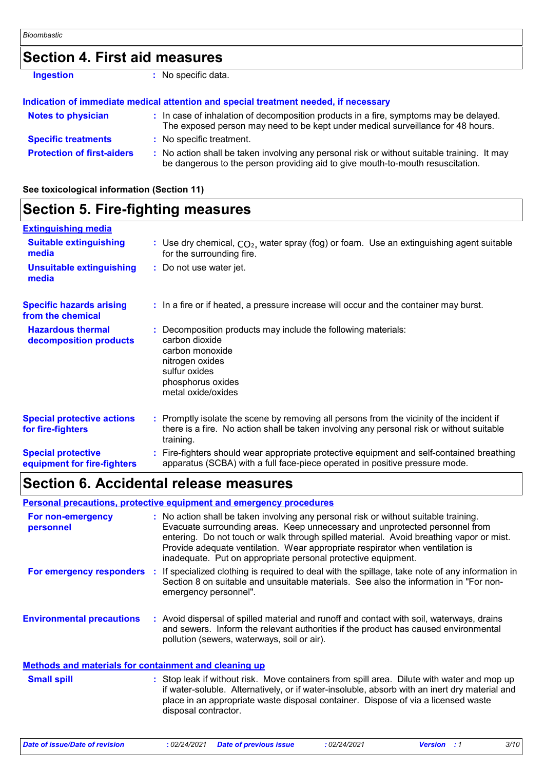## Section 4. First aid measures

**Ingestion** : No specific data.

**Indication of immediate medical attention and special treatment needed, if necessary**

**Notes to physician** : In case of inhalation of decomposition products in a fire, symptoms may be delayed. The exposed person may need to be kept under medical surveillance for 48 hours.

**Specific treatments** : No specific treatment.

**Protection of first-aiders** : No action shall be taken involving any personal risk or without suitable training. It may be dangerous to the person providing aid to give mouth-to-mouth resuscitation.

**See toxicological information (Section 11)**

## Section 5. Fire-fighting measures

**Extinguishing media**

**Suitable extinguishing media** : Use dry chemical, $CO_2$, water spray (fog) or foam. Use an extinguishing agent suitable for the surrounding fire.

**Unsuitable extinguishing media** : Do not use water jet.

**Specific hazards arising from the chemical** : In a fire or if heated, a pressure increase will occur and the container may burst.

**Hazardous thermal decomposition products** : Decomposition products may include the following materials:
carbon dioxide
carbon monoxide
nitrogen oxides
sulfur oxides
phosphorus oxides
metal oxide/oxides

**Special protective actions for fire-fighters** : Promptly isolate the scene by removing all persons from the vicinity of the incident if there is a fire. No action shall be taken involving any personal risk or without suitable training.

**Special protective equipment for fire-fighters** : Fire-fighters should wear appropriate protective equipment and self-contained breathing apparatus (SCBA) with a full face-piece operated in positive pressure mode.

## Section 6. Accidental release measures

**Personal precautions, protective equipment and emergency procedures**

**For non-emergency personnel** : No action shall be taken involving any personal risk or without suitable training. Evacuate surrounding areas. Keep unnecessary and unprotected personnel from entering. Do not touch or walk through spilled material. Avoid breathing vapor or mist. Provide adequate ventilation. Wear appropriate respirator when ventilation is inadequate. Put on appropriate personal protective equipment.

**For emergency responders** : If specialized clothing is required to deal with the spillage, take note of any information in Section 8 on suitable and unsuitable materials. See also the information in "For non-emergency personnel".

**Environmental precautions** : Avoid dispersal of spilled material and runoff and contact with soil, waterways, drains and sewers. Inform the relevant authorities if the product has caused environmental pollution (sewers, waterways, soil or air).

**Methods and materials for containment and cleaning up**

**Small spill** : Stop leak if without risk. Move containers from spill area. Dilute with water and mop up if water-soluble. Alternatively, or if water-insoluble, absorb with an inert dry material and place in an appropriate waste disposal container. Dispose of via a licensed waste disposal contractor.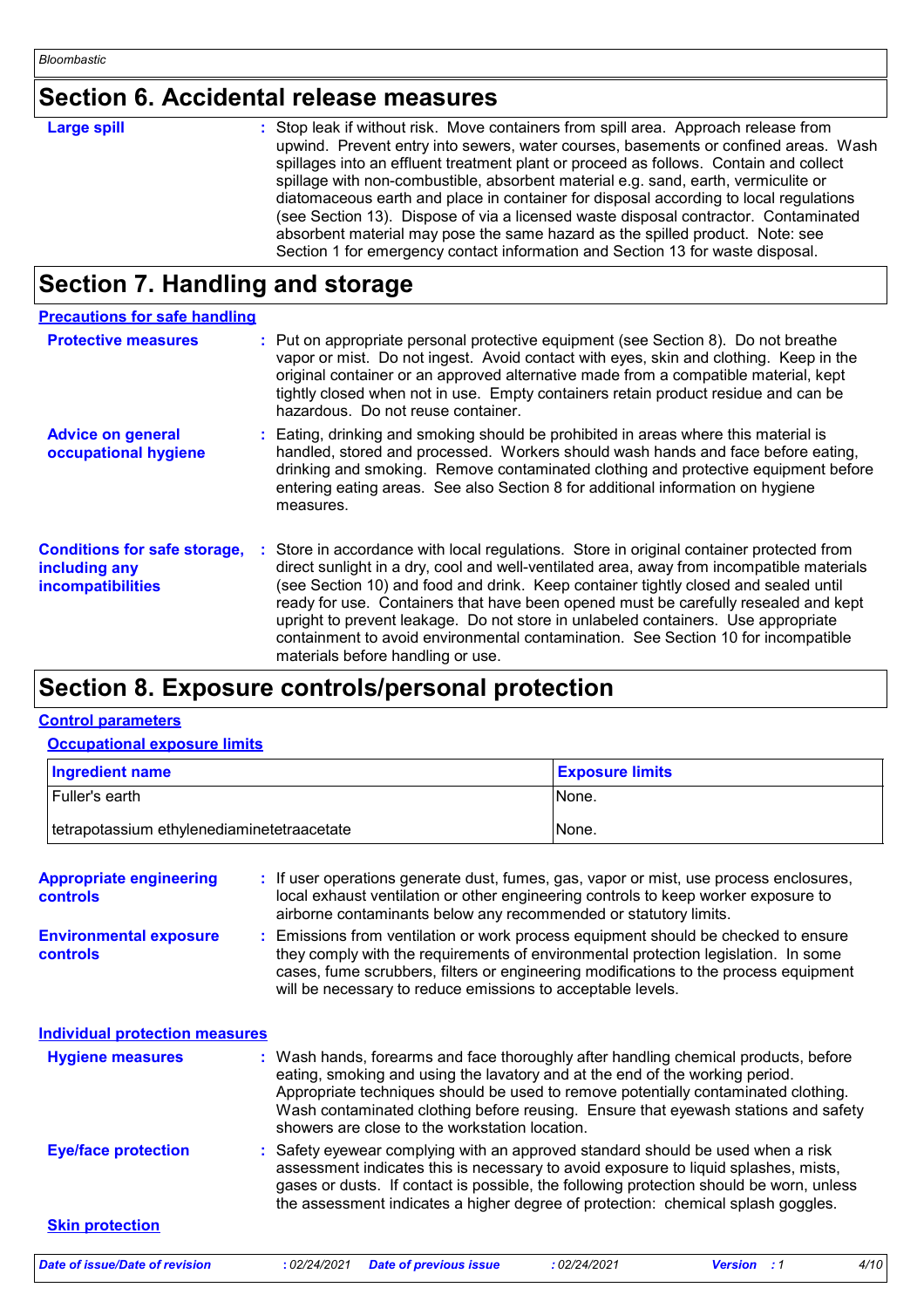## Section 6. Accidental release measures

**Large spill** : Stop leak if without risk. Move containers from spill area. Approach release from upwind. Prevent entry into sewers, water courses, basements or confined areas. Wash spillages into an effluent treatment plant or proceed as follows. Contain and collect spillage with non-combustible, absorbent material e.g. sand, earth, vermiculite or diatomaceous earth and place in container for disposal according to local regulations (see Section 13). Dispose of via a licensed waste disposal contractor. Contaminated absorbent material may pose the same hazard as the spilled product. Note: see Section 1 for emergency contact information and Section 13 for waste disposal.

## Section 7. Handling and storage

### Precautions for safe handling

**Protective measures** : Put on appropriate personal protective equipment (see Section 8). Do not breathe vapor or mist. Do not ingest. Avoid contact with eyes, skin and clothing. Keep in the original container or an approved alternative made from a compatible material, kept tightly closed when not in use. Empty containers retain product residue and can be hazardous. Do not reuse container.

**Advice on general occupational hygiene** : Eating, drinking and smoking should be prohibited in areas where this material is handled, stored and processed. Workers should wash hands and face before eating, drinking and smoking. Remove contaminated clothing and protective equipment before entering eating areas. See also Section 8 for additional information on hygiene measures.

**Conditions for safe storage, including any incompatibilities** : Store in accordance with local regulations. Store in original container protected from direct sunlight in a dry, cool and well-ventilated area, away from incompatible materials (see Section 10) and food and drink. Keep container tightly closed and sealed until ready for use. Containers that have been opened must be carefully resealed and kept upright to prevent leakage. Do not store in unlabeled containers. Use appropriate containment to avoid environmental contamination. See Section 10 for incompatible materials before handling or use.

## Section 8. Exposure controls/personal protection

### Control parameters

#### Occupational exposure limits

| Ingredient name | Exposure limits |
|---|---|
| Fuller's earth | None. |
| tetrapotassium ethylenediaminetetraacetate | None. |

**Appropriate engineering controls** : If user operations generate dust, fumes, gas, vapor or mist, use process enclosures, local exhaust ventilation or other engineering controls to keep worker exposure to airborne contaminants below any recommended or statutory limits.

**Environmental exposure controls** : Emissions from ventilation or work process equipment should be checked to ensure they comply with the requirements of environmental protection legislation. In some cases, fume scrubbers, filters or engineering modifications to the process equipment will be necessary to reduce emissions to acceptable levels.

### Individual protection measures

**Hygiene measures** : Wash hands, forearms and face thoroughly after handling chemical products, before eating, smoking and using the lavatory and at the end of the working period. Appropriate techniques should be used to remove potentially contaminated clothing. Wash contaminated clothing before reusing. Ensure that eyewash stations and safety showers are close to the workstation location.

**Eye/face protection** : Safety eyewear complying with an approved standard should be used when a risk assessment indicates this is necessary to avoid exposure to liquid splashes, mists, gases or dusts. If contact is possible, the following protection should be worn, unless the assessment indicates a higher degree of protection: chemical splash goggles.

**Skin protection**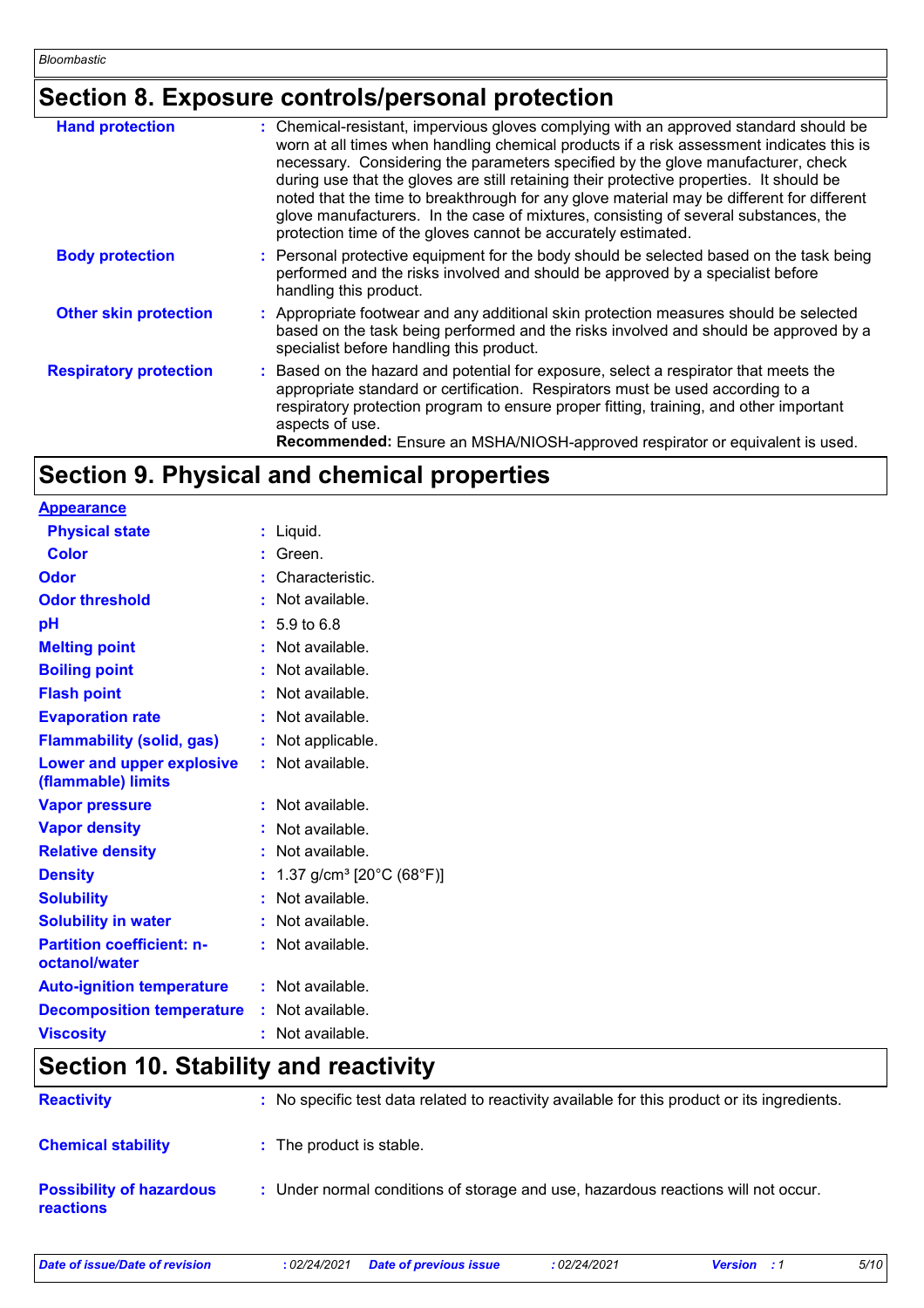## Section 8. Exposure controls/personal protection

| | |
|---|---|
| **Hand protection** | Chemical-resistant, impervious gloves complying with an approved standard should be worn at all times when handling chemical products if a risk assessment indicates this is necessary. Considering the parameters specified by the glove manufacturer, check during use that the gloves are still retaining their protective properties. It should be noted that the time to breakthrough for any glove material may be different for different glove manufacturers. In the case of mixtures, consisting of several substances, the protection time of the gloves cannot be accurately estimated. |
| **Body protection** | Personal protective equipment for the body should be selected based on the task being performed and the risks involved and should be approved by a specialist before handling this product. |
| **Other skin protection** | Appropriate footwear and any additional skin protection measures should be selected based on the task being performed and the risks involved and should be approved by a specialist before handling this product. |
| **Respiratory protection** | Based on the hazard and potential for exposure, select a respirator that meets the appropriate standard or certification. Respirators must be used according to a respiratory protection program to ensure proper fitting, training, and other important aspects of use. **Recommended:** Ensure an MSHA/NIOSH-approved respirator or equivalent is used. |

## Section 9. Physical and chemical properties

| | |
|---|---|
| **Appearance** | |
| **Physical state** | Liquid. |
| **Color** | Green. |
| **Odor** | Characteristic. |
| **Odor threshold** | Not available. |
| **pH** | 5.9 to 6.8 |
| **Melting point** | Not available. |
| **Boiling point** | Not available. |
| **Flash point** | Not available. |
| **Evaporation rate** | Not available. |
| **Flammability (solid, gas)** | Not applicable. |
| **Lower and upper explosive (flammable) limits** | Not available. |
| **Vapor pressure** | Not available. |
| **Vapor density** | Not available. |
| **Relative density** | Not available. |
| **Density** | 1.37 g/cm³ [20°C (68°F)] |
| **Solubility** | Not available. |
| **Solubility in water** | Not available. |
| **Partition coefficient: n-octanol/water** | Not available. |
| **Auto-ignition temperature** | Not available. |
| **Decomposition temperature** | Not available. |
| **Viscosity** | Not available. |

## Section 10. Stability and reactivity

| | |
|---|---|
| **Reactivity** | No specific test data related to reactivity available for this product or its ingredients. |
| **Chemical stability** | The product is stable. |
| **Possibility of hazardous reactions** | Under normal conditions of storage and use, hazardous reactions will not occur. |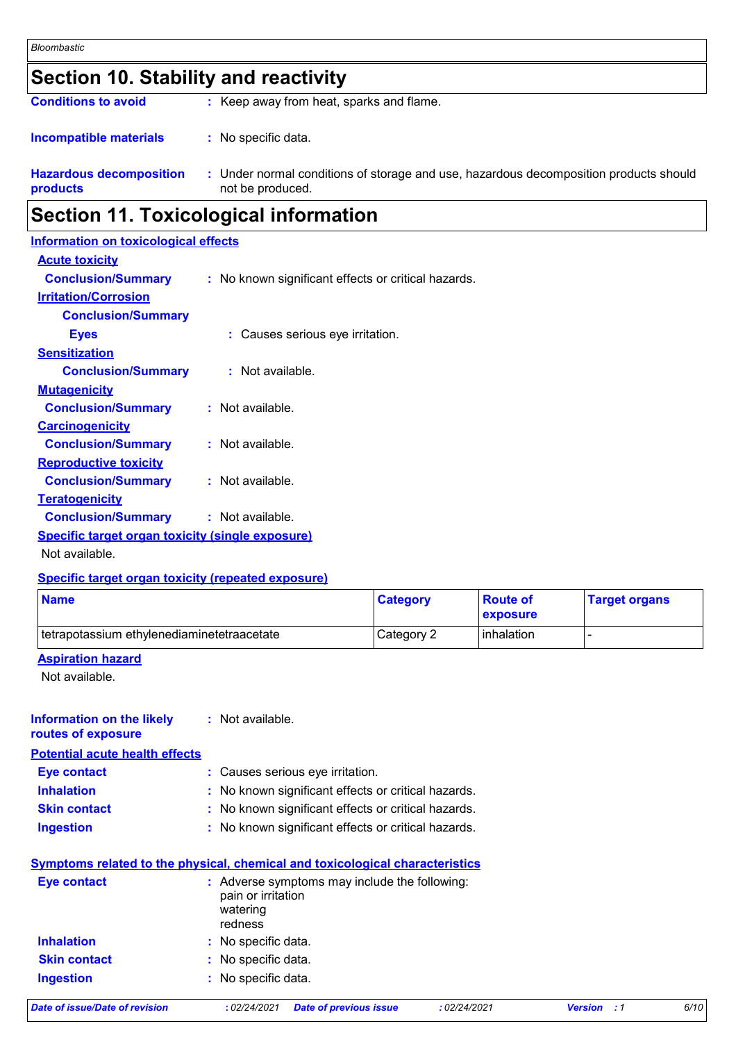## Section 10. Stability and reactivity

**Conditions to avoid** : Keep away from heat, sparks and flame.

**Incompatible materials** : No specific data.

**Hazardous decomposition products** : Under normal conditions of storage and use, hazardous decomposition products should not be produced.

## Section 11. Toxicological information

### Information on toxicological effects

**Acute toxicity**

**Conclusion/Summary** : No known significant effects or critical hazards.

**Irritation/Corrosion**

**Conclusion/Summary**

**Eyes** : Causes serious eye irritation.

**Sensitization**

**Conclusion/Summary** : Not available.

**Mutagenicity**

**Conclusion/Summary** : Not available.

**Carcinogenicity**

**Conclusion/Summary** : Not available.

**Reproductive toxicity**

**Conclusion/Summary** : Not available.

**Teratogenicity**

**Conclusion/Summary** : Not available.

**Specific target organ toxicity (single exposure)**

Not available.

**Specific target organ toxicity (repeated exposure)**

| Name | Category | Route of exposure | Target organs |
|---|---|---|---|
| tetrapotassium ethylenediaminetetraacetate | Category 2 | inhalation | - |

**Aspiration hazard**

Not available.

**Information on the likely routes of exposure** : Not available.

### Potential acute health effects

**Eye contact** : Causes serious eye irritation.

**Inhalation** : No known significant effects or critical hazards.

**Skin contact** : No known significant effects or critical hazards.

**Ingestion** : No known significant effects or critical hazards.

### Symptoms related to the physical, chemical and toxicological characteristics

**Eye contact** : Adverse symptoms may include the following:
pain or irritation
watering
redness

**Inhalation** : No specific data.

**Skin contact** : No specific data.

**Ingestion** : No specific data.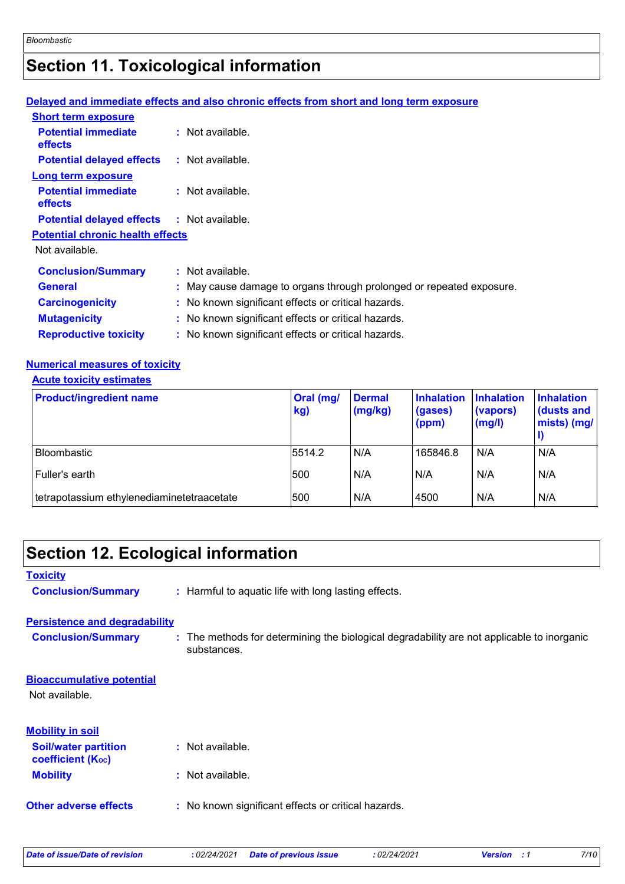## Section 11. Toxicological information

**Delayed and immediate effects and also chronic effects from short and long term exposure**

**Short term exposure**

**Potential immediate effects** : Not available.

**Potential delayed effects** : Not available.

**Long term exposure**

**Potential immediate effects** : Not available.

**Potential delayed effects** : Not available.

**Potential chronic health effects**

Not available.

**Conclusion/Summary** : Not available.

**General** : May cause damage to organs through prolonged or repeated exposure.

**Carcinogenicity** : No known significant effects or critical hazards.

**Mutagenicity** : No known significant effects or critical hazards.

**Reproductive toxicity** : No known significant effects or critical hazards.

**Numerical measures of toxicity**

**Acute toxicity estimates**

| Product/ingredient name | Oral (mg/kg) | Dermal (mg/kg) | Inhalation (gases) (ppm) | Inhalation (vapors) (mg/l) | Inhalation (dusts and mists) (mg/l) |
|---|---|---|---|---|---|
| Bloombastic | 5514.2 | N/A | 165846.8 | N/A | N/A |
| Fuller's earth | 500 | N/A | N/A | N/A | N/A |
| tetrapotassium ethylenediaminetetraacetate | 500 | N/A | 4500 | N/A | N/A |

## Section 12. Ecological information

**Toxicity**

**Conclusion/Summary** : Harmful to aquatic life with long lasting effects.

**Persistence and degradability**

**Conclusion/Summary** : The methods for determining the biological degradability are not applicable to inorganic substances.

**Bioaccumulative potential**

Not available.

**Mobility in soil**

**Soil/water partition coefficient ($K_{oc}$)** : Not available.

**Mobility** : Not available.

**Other adverse effects** : No known significant effects or critical hazards.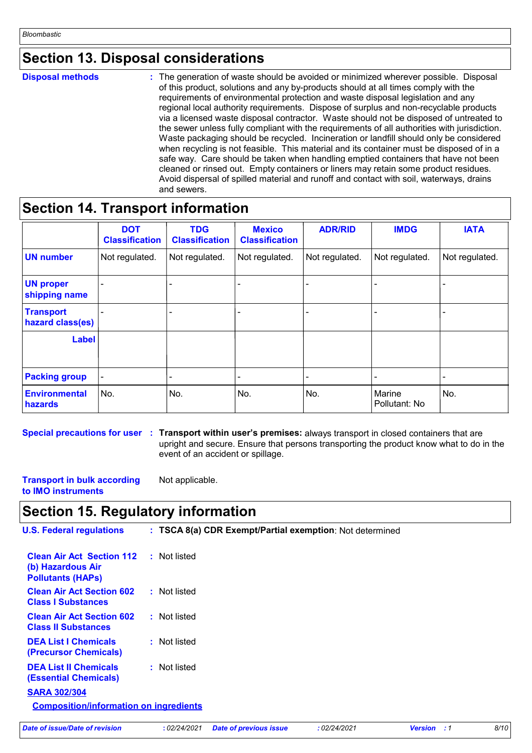## Section 13. Disposal considerations

**Disposal methods** : The generation of waste should be avoided or minimized wherever possible. Disposal of this product, solutions and any by-products should at all times comply with the requirements of environmental protection and waste disposal legislation and any regional local authority requirements. Dispose of surplus and non-recyclable products via a licensed waste disposal contractor. Waste should not be disposed of untreated to the sewer unless fully compliant with the requirements of all authorities with jurisdiction. Waste packaging should be recycled. Incineration or landfill should only be considered when recycling is not feasible. This material and its container must be disposed of in a safe way. Care should be taken when handling emptied containers that have not been cleaned or rinsed out. Empty containers or liners may retain some product residues. Avoid dispersal of spilled material and runoff and contact with soil, waterways, drains and sewers.

## Section 14. Transport information

| | DOT Classification | TDG Classification | Mexico Classification | ADR/RID | IMDG | IATA |
|---|---|---|---|---|---|---|
| **UN number** | Not regulated. | Not regulated. | Not regulated. | Not regulated. | Not regulated. | Not regulated. |
| **UN proper shipping name** | - | - | - | - | - | - |
| **Transport hazard class(es)** | - | - | - | - | - | - |
| **Label** | | | | | | |
| **Packing group** | - | - | - | - | - | - |
| **Environmental hazards** | No. | No. | No. | No. | Marine Pollutant: No | No. |

**Special precautions for user** : **Transport within user's premises:** always transport in closed containers that are upright and secure. Ensure that persons transporting the product know what to do in the event of an accident or spillage.

**Transport in bulk according to IMO instruments** Not applicable.

## Section 15. Regulatory information

**U.S. Federal regulations** : **TSCA 8(a) CDR Exempt/Partial exemption**: Not determined

**Clean Air Act Section 112 (b) Hazardous Air Pollutants (HAPs)** : Not listed

**Clean Air Act Section 602 Class I Substances** : Not listed

**Clean Air Act Section 602 Class II Substances** : Not listed

**DEA List I Chemicals (Precursor Chemicals)** : Not listed

**DEA List II Chemicals (Essential Chemicals)** : Not listed

**SARA 302/304**

**Composition/information on ingredients**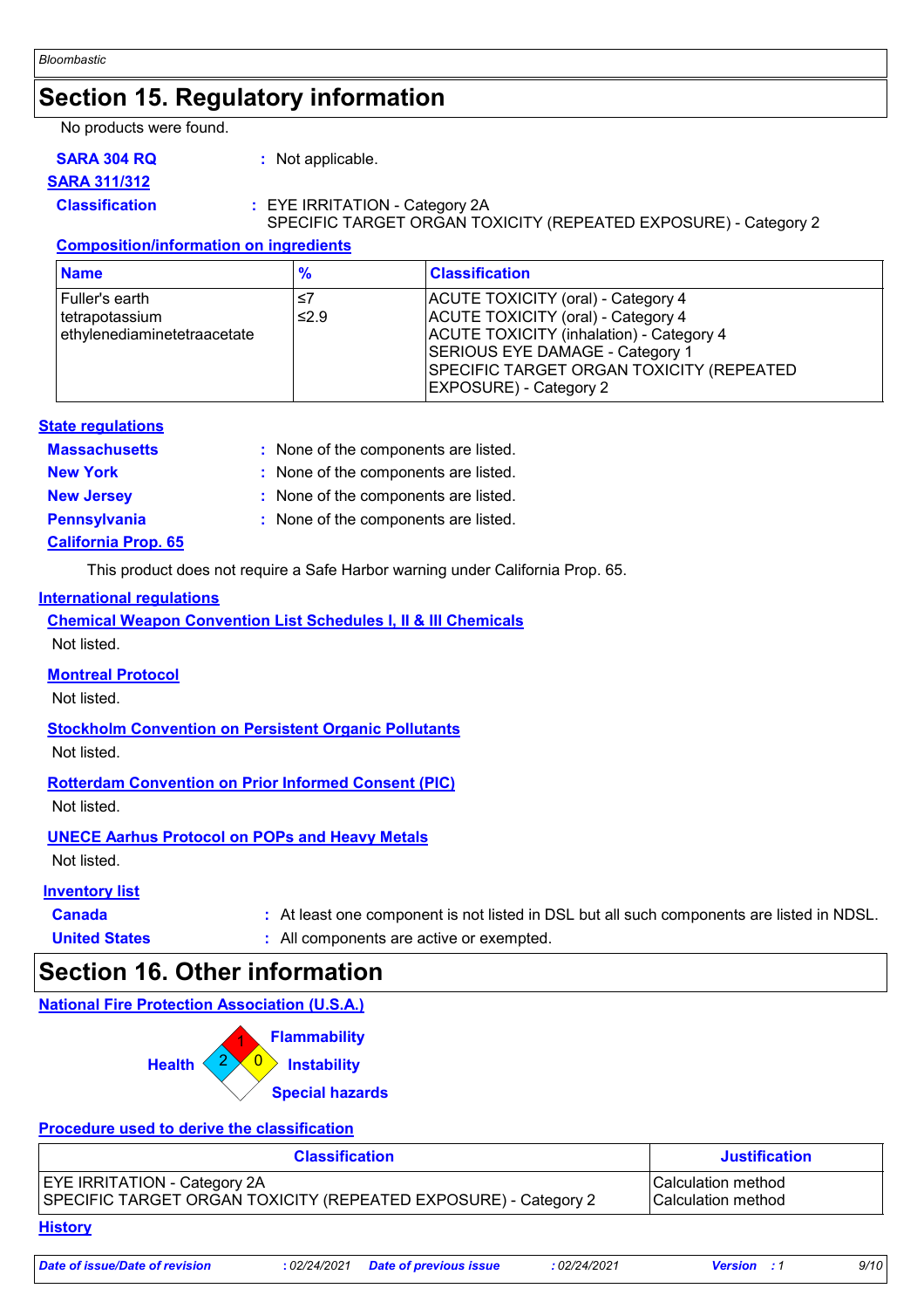## Section 15. Regulatory information

No products were found.

**SARA 304 RQ** : Not applicable.

**SARA 311/312**

**Classification** : EYE IRRITATION - Category 2A
SPECIFIC TARGET ORGAN TOXICITY (REPEATED EXPOSURE) - Category 2

**Composition/information on ingredients**

| Name | % | Classification |
|---|---|---|
| Fuller's earth<br>tetrapotassium ethylenediaminetetraacetate | ≤7<br>≤2.9 | ACUTE TOXICITY (oral) - Category 4<br>ACUTE TOXICITY (oral) - Category 4<br>ACUTE TOXICITY (inhalation) - Category 4<br>SERIOUS EYE DAMAGE - Category 1<br>SPECIFIC TARGET ORGAN TOXICITY (REPEATED EXPOSURE) - Category 2 |

**State regulations**

**Massachusetts** : None of the components are listed.
**New York** : None of the components are listed.
**New Jersey** : None of the components are listed.
**Pennsylvania** : None of the components are listed.

**California Prop. 65**

This product does not require a Safe Harbor warning under California Prop. 65.

**International regulations**

**Chemical Weapon Convention List Schedules I, II & III Chemicals**

Not listed.

**Montreal Protocol**

Not listed.

**Stockholm Convention on Persistent Organic Pollutants**

Not listed.

**Rotterdam Convention on Prior Informed Consent (PIC)**

Not listed.

**UNECE Aarhus Protocol on POPs and Heavy Metals**

Not listed.

**Inventory list**

**Canada** : At least one component is not listed in DSL but all such components are listed in NDSL.
**United States** : All components are active or exempted.

## Section 16. Other information

**National Fire Protection Association (U.S.A.)**

Health: 2
Flammability: 1
Instability: 0
Special hazards:

**Procedure used to derive the classification**

| Classification | Justification |
|---|---|
| EYE IRRITATION - Category 2A<br>SPECIFIC TARGET ORGAN TOXICITY (REPEATED EXPOSURE) - Category 2 | Calculation method<br>Calculation method |

**History**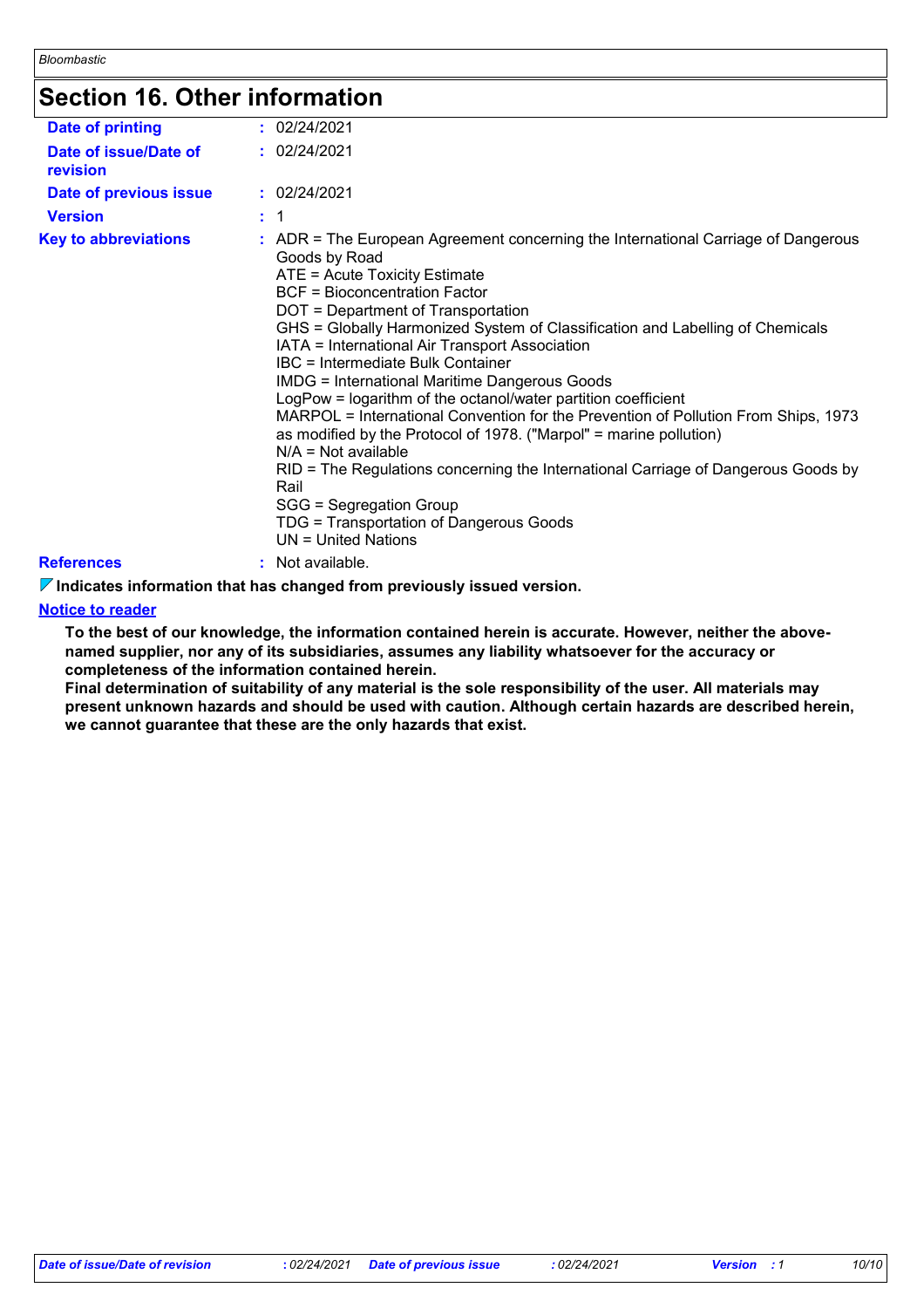# Section 16. Other information

| | |
|---|---|
| **Date of printing** | : 02/24/2021 |
| **Date of issue/Date of revision** | : 02/24/2021 |
| **Date of previous issue** | : 02/24/2021 |
| **Version** | : 1 |
| **Key to abbreviations** | : ADR = The European Agreement concerning the International Carriage of Dangerous Goods by Road<br>ATE = Acute Toxicity Estimate<br>BCF = Bioconcentration Factor<br>DOT = Department of Transportation<br>GHS = Globally Harmonized System of Classification and Labelling of Chemicals<br>IATA = International Air Transport Association<br>IBC = Intermediate Bulk Container<br>IMDG = International Maritime Dangerous Goods<br>LogPow = logarithm of the octanol/water partition coefficient<br>MARPOL = International Convention for the Prevention of Pollution From Ships, 1973 as modified by the Protocol of 1978. ("Marpol" = marine pollution)<br>N/A = Not available<br>RID = The Regulations concerning the International Carriage of Dangerous Goods by Rail<br>SGG = Segregation Group<br>TDG = Transportation of Dangerous Goods<br>UN = United Nations |
| **References** | : Not available. |

**Indicates information that has changed from previously issued version.**

**Notice to reader**

**To the best of our knowledge, the information contained herein is accurate. However, neither the above-named supplier, nor any of its subsidiaries, assumes any liability whatsoever for the accuracy or completeness of the information contained herein.**

**Final determination of suitability of any material is the sole responsibility of the user. All materials may present unknown hazards and should be used with caution. Although certain hazards are described herein, we cannot guarantee that these are the only hazards that exist.**